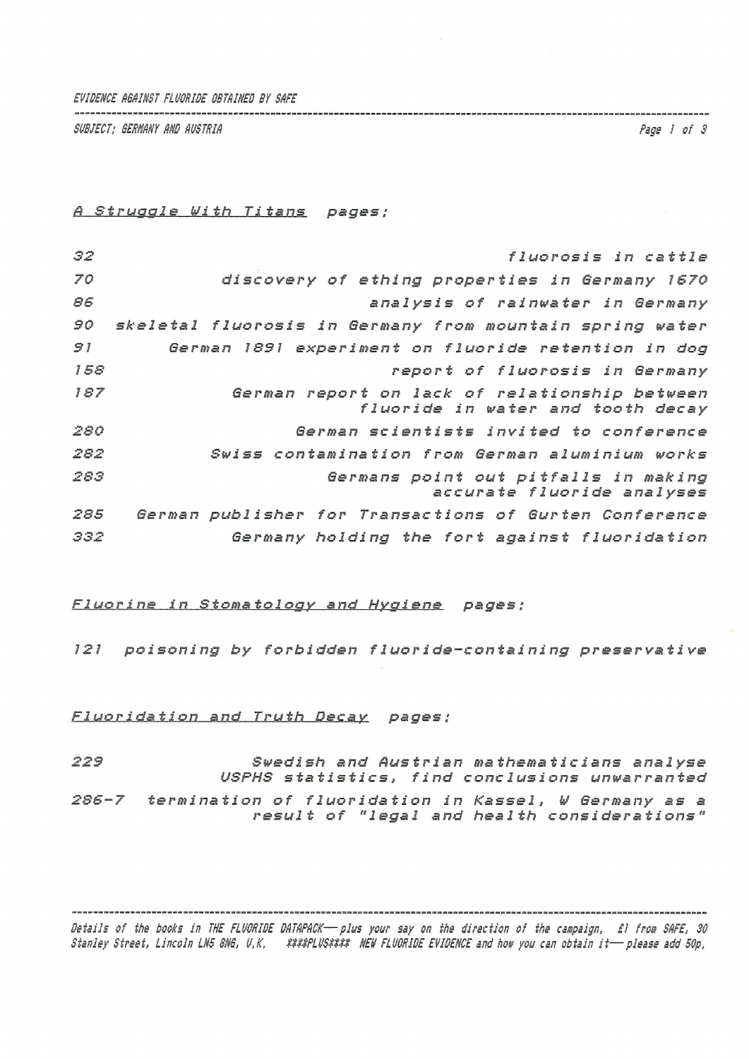EVIDENCE AGAINST FLUORIDE OBTAINED BY SAFE

SUBJECT: GERMANY AND AUSTRIA

## A Struggle With Titans pages:

| | |
|---|---|
| 32 | fluorosis in cattle |
| 70 | discovery of ething properties in Germany 1670 |
| 86 | analysis of rainwater in Germany |
| 90 | skeletal fluorosis in Germany from mountain spring water |
| 91 | German 1891 experiment on fluoride retention in dog |
| 158 | report of fluorosis in Germany |
| 187 | German report on lack of relationship between fluoride in water and tooth decay |
| 280 | German scientists invited to conference |
| 282 | Swiss contamination from German aluminium works |
| 283 | Germans point out pitfalls in making accurate fluoride analyses |
| 285 | German publisher for Transactions of Gurten Conference |
| 332 | Germany holding the fort against fluoridation |

## Fluorine in Stomatology and Hygiene pages:

| | |
|---|---|
| 121 | poisoning by forbidden fluoride-containing preservative |

## Fluoridation and Truth Decay pages:

| | |
|---|---|
| 229 | Swedish and Austrian mathematicians analyse USPHS statistics, find conclusions unwarranted |
| 286-7 | termination of fluoridation in Kassel, W Germany as a result of "legal and health considerations" |

Details of the books in THE FLUORIDE DATAPACK— plus your say on the direction of the campaign, £1 from SAFE, 30 Stanley Street, Lincoln LN5 8NG, U.K. ####PLUS#### NEW FLUORIDE EVIDENCE and how you can obtain it— please add 50p.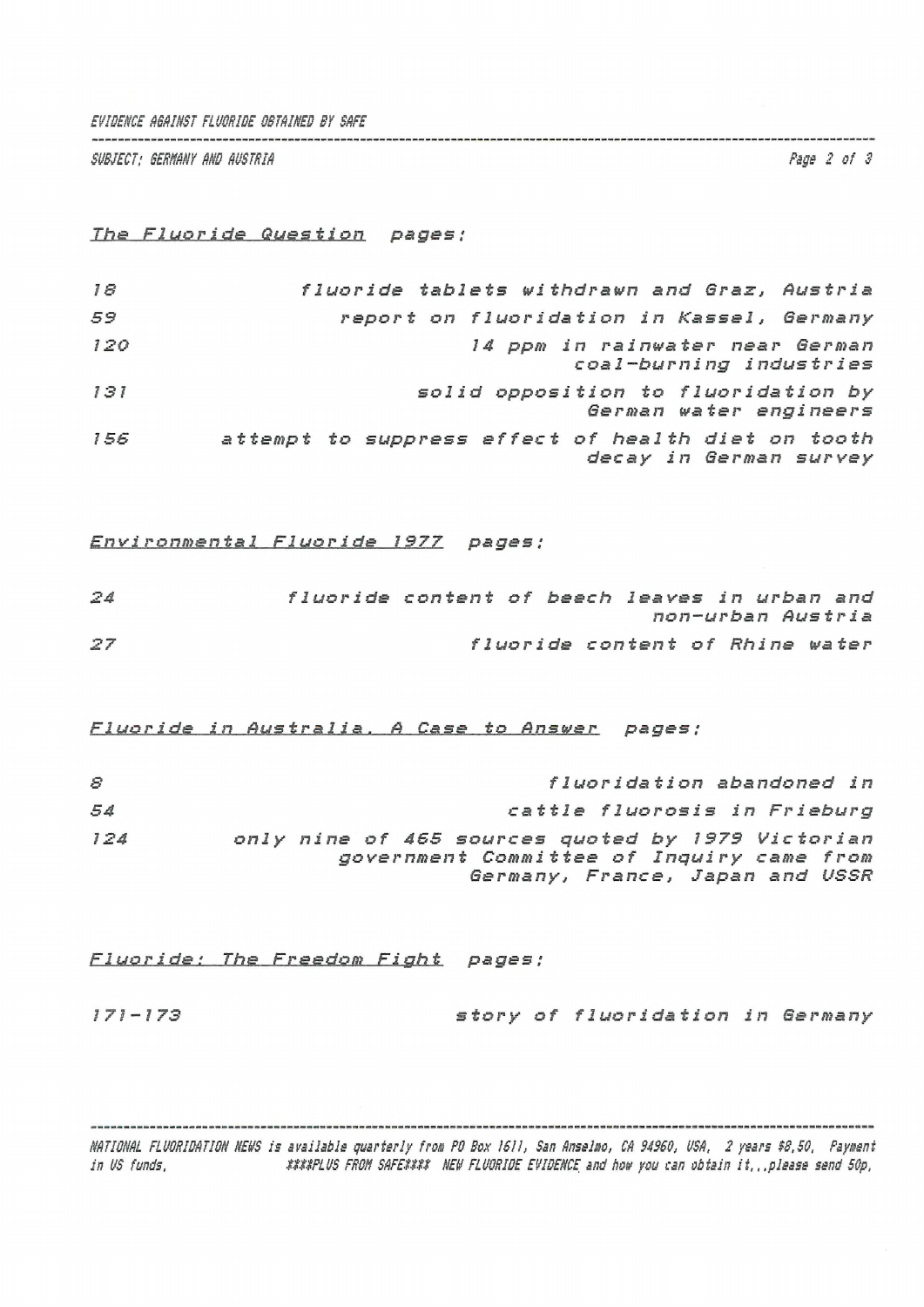The Fluoride Question pages:

| | |
|---|---|
| 18 | fluoride tablets withdrawn and Graz, Austria |
| 59 | report on fluoridation in Kassel, Germany |
| 120 | 14 ppm in rainwater near German coal-burning industries |
| 131 | solid opposition to fluoridation by German water engineers |
| 156 | attempt to suppress effect of health diet on tooth decay in German survey |

Environmental Fluoride 1977 pages:

| | |
|---|---|
| 24 | fluoride content of beech leaves in urban and non-urban Austria |
| 27 | fluoride content of Rhine water |

Fluoride in Australia, A Case to Answer pages:

| | |
|---|---|
| 8 | fluoridation abandoned in |
| 54 | cattle fluorosis in Frieburg |
| 124 | only nine of 465 sources quoted by 1979 Victorian government Committee of Inquiry came from Germany, France, Japan and USSR |

Fluoride: The Freedom Fight pages:

| | |
|---|---|
| 171-173 | story of fluoridation in Germany |

NATIONAL FLUORIDATION NEWS is available quarterly from PO Box 1611, San Anselmo, CA 94960, USA. 2 years $8.50. Payment in US funds. ****PLUS FROM SAFE**** NEW FLUORIDE EVIDENCE and how you can obtain it...please send 50p.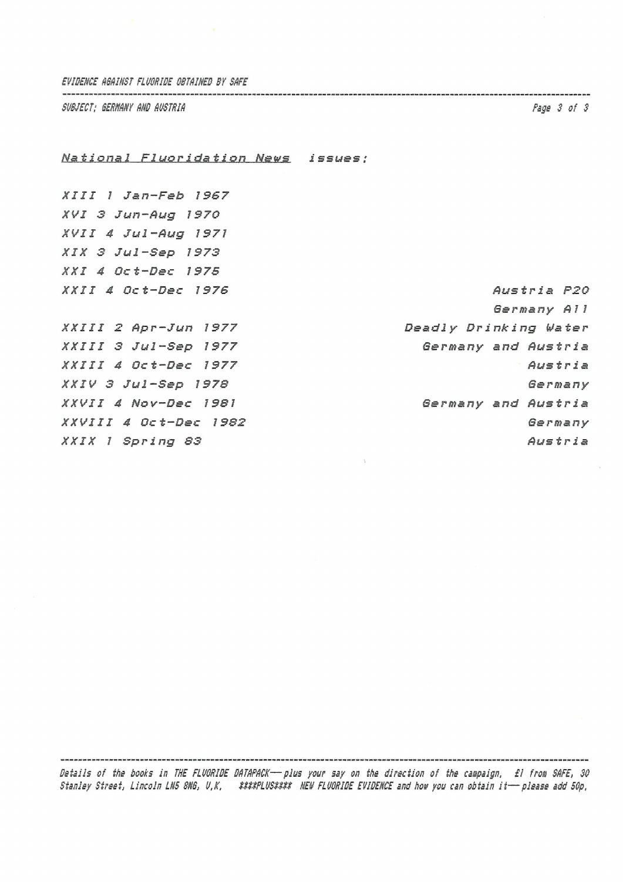<u>National Fluoridation News</u> *issues:*

| | |
|---|---|
| *XIII 1 Jan-Feb 1967* | |
| *XVI 3 Jun-Aug 1970* | |
| *XVII 4 Jul-Aug 1971* | |
| *XIX 3 Jul-Sep 1973* | |
| *XXI 4 Oct-Dec 1975* | |
| *XXII 4 Oct-Dec 1976* | *Austria P20* |
| | *Germany All* |
| *XXIII 2 Apr-Jun 1977* | *Deadly Drinking Water* |
| *XXIII 3 Jul-Sep 1977* | *Germany and Austria* |
| *XXIII 4 Oct-Dec 1977* | *Austria* |
| *XXIV 3 Jul-Sep 1978* | *Germany* |
| *XXVII 4 Nov-Dec 1981* | *Germany and Austria* |
| *XXVIII 4 Oct-Dec 1982* | *Germany* |
| *XXIX 1 Spring 83* | *Austria* |